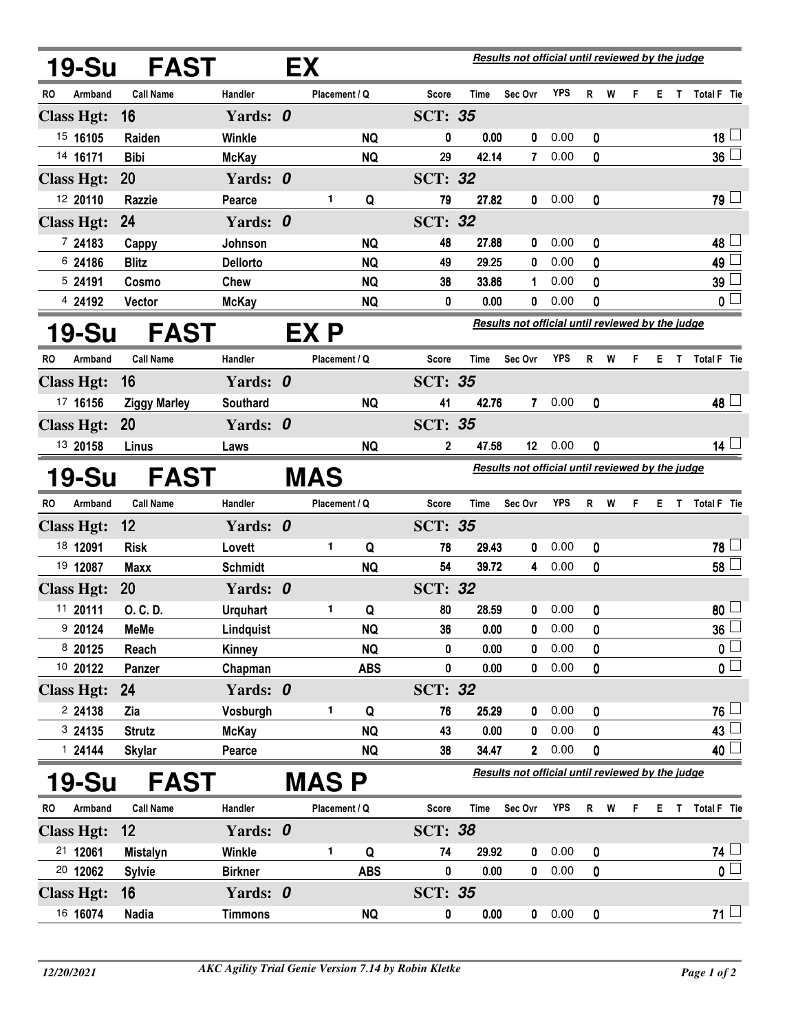## 19-Su FAST EX

*Results not official until reviewed by the judge*

| RO | Armband | Call Name | Handler | Placement | Q | Score | Time | Sec Ovr | YPS | R | W | F | E | T | Total F | Tie |
|---|---|---|---|---|---|---|---|---|---|---|---|---|---|---|---|---|
| **Class Hgt: 16** | | | **Yards: 0** | | | **SCT: 35** | | | | | | | | | | |
| 15 | 16105 | Raiden | Winkle | | NQ | 0 | 0.00 | 0 | 0.00 | 0 | | | | | 18 | |
| 14 | 16171 | Bibi | McKay | | NQ | 29 | 42.14 | 7 | 0.00 | 0 | | | | | 36 | |
| **Class Hgt: 20** | | | **Yards: 0** | | | **SCT: 32** | | | | | | | | | | |
| 12 | 20110 | Razzie | Pearce | 1 | Q | 79 | 27.82 | 0 | 0.00 | 0 | | | | | 79 | |
| **Class Hgt: 24** | | | **Yards: 0** | | | **SCT: 32** | | | | | | | | | | |
| 7 | 24183 | Cappy | Johnson | | NQ | 48 | 27.88 | 0 | 0.00 | 0 | | | | | 48 | |
| 6 | 24186 | Blitz | Dellorto | | NQ | 49 | 29.25 | 0 | 0.00 | 0 | | | | | 49 | |
| 5 | 24191 | Cosmo | Chew | | NQ | 38 | 33.86 | 1 | 0.00 | 0 | | | | | 39 | |
| 4 | 24192 | Vector | McKay | | NQ | 0 | 0.00 | 0 | 0.00 | 0 | | | | | 0 | |

## 19-Su FAST EX P

*Results not official until reviewed by the judge*

| RO | Armband | Call Name | Handler | Placement | Q | Score | Time | Sec Ovr | YPS | R | W | F | E | T | Total F | Tie |
|---|---|---|---|---|---|---|---|---|---|---|---|---|---|---|---|---|
| **Class Hgt: 16** | | | **Yards: 0** | | | **SCT: 35** | | | | | | | | | | |
| 17 | 16156 | Ziggy Marley | Southard | | NQ | 41 | 42.76 | 7 | 0.00 | 0 | | | | | 48 | |
| **Class Hgt: 20** | | | **Yards: 0** | | | **SCT: 35** | | | | | | | | | | |
| 13 | 20158 | Linus | Laws | | NQ | 2 | 47.58 | 12 | 0.00 | 0 | | | | | 14 | |

## 19-Su FAST MAS

*Results not official until reviewed by the judge*

| RO | Armband | Call Name | Handler | Placement | Q | Score | Time | Sec Ovr | YPS | R | W | F | E | T | Total F | Tie |
|---|---|---|---|---|---|---|---|---|---|---|---|---|---|---|---|---|
| **Class Hgt: 12** | | | **Yards: 0** | | | **SCT: 35** | | | | | | | | | | |
| 18 | 12091 | Risk | Lovett | 1 | Q | 78 | 29.43 | 0 | 0.00 | 0 | | | | | 78 | |
| 19 | 12087 | Maxx | Schmidt | | NQ | 54 | 39.72 | 4 | 0.00 | 0 | | | | | 58 | |
| **Class Hgt: 20** | | | **Yards: 0** | | | **SCT: 32** | | | | | | | | | | |
| 11 | 20111 | O. C. D. | Urquhart | 1 | Q | 80 | 28.59 | 0 | 0.00 | 0 | | | | | 80 | |
| 9 | 20124 | MeMe | Lindquist | | NQ | 36 | 0.00 | 0 | 0.00 | 0 | | | | | 36 | |
| 8 | 20125 | Reach | Kinney | | NQ | 0 | 0.00 | 0 | 0.00 | 0 | | | | | 0 | |
| 10 | 20122 | Panzer | Chapman | | ABS | 0 | 0.00 | 0 | 0.00 | 0 | | | | | 0 | |
| **Class Hgt: 24** | | | **Yards: 0** | | | **SCT: 32** | | | | | | | | | | |
| 2 | 24138 | Zia | Vosburgh | 1 | Q | 76 | 25.29 | 0 | 0.00 | 0 | | | | | 76 | |
| 3 | 24135 | Strutz | McKay | | NQ | 43 | 0.00 | 0 | 0.00 | 0 | | | | | 43 | |
| 1 | 24144 | Skylar | Pearce | | NQ | 38 | 34.47 | 2 | 0.00 | 0 | | | | | 40 | |

## 19-Su FAST MAS P

*Results not official until reviewed by the judge*

| RO | Armband | Call Name | Handler | Placement | Q | Score | Time | Sec Ovr | YPS | R | W | F | E | T | Total F | Tie |
|---|---|---|---|---|---|---|---|---|---|---|---|---|---|---|---|---|
| **Class Hgt: 12** | | | **Yards: 0** | | | **SCT: 38** | | | | | | | | | | |
| 21 | 12061 | Mistalyn | Winkle | 1 | Q | 74 | 29.92 | 0 | 0.00 | 0 | | | | | 74 | |
| 20 | 12062 | Sylvie | Birkner | | ABS | 0 | 0.00 | 0 | 0.00 | 0 | | | | | 0 | |
| **Class Hgt: 16** | | | **Yards: 0** | | | **SCT: 35** | | | | | | | | | | |
| 16 | 16074 | Nadia | Timmons | | NQ | 0 | 0.00 | 0 | 0.00 | 0 | | | | | 71 | |

*12/20/2021* *AKC Agility Trial Genie Version 7.14 by Robin Kletke*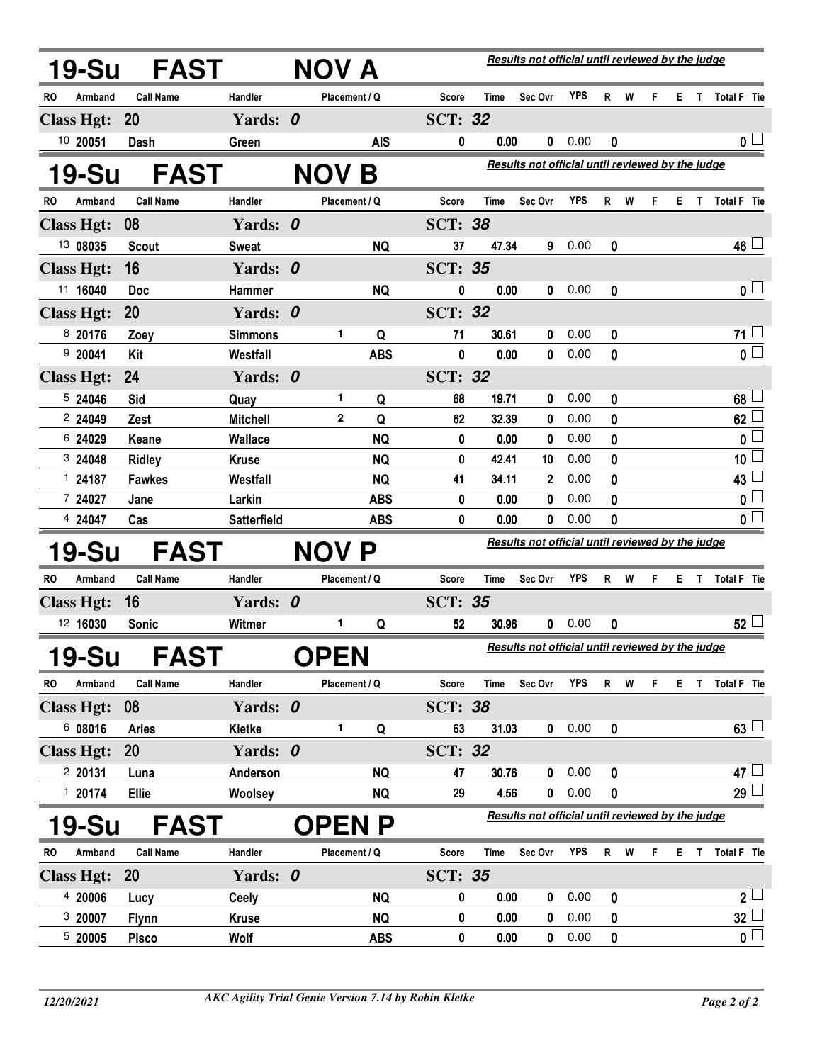## 19-Su FAST NOV A

*Results not official until reviewed by the judge*

| RO | Armband | Call Name | Handler | Placement / Q | | Score | Time | Sec Ovr | YPS | R | W | F | E | T | Total F | Tie |
|---|---|---|---|---|---|---|---|---|---|---|---|---|---|---|---|---|
| **Class Hgt: 20** | | | **Yards: 0** | | | **SCT: 32** | | | | | | | | | | |
| 10 | 20051 | Dash | Green | | AIS | 0 | 0.00 | 0 | 0.00 | 0 | | | | | 0 | ☐ |

## 19-Su FAST NOV B

*Results not official until reviewed by the judge*

| RO | Armband | Call Name | Handler | Placement / Q | | Score | Time | Sec Ovr | YPS | R | W | F | E | T | Total F | Tie |
|---|---|---|---|---|---|---|---|---|---|---|---|---|---|---|---|---|
| **Class Hgt: 08** | | | **Yards: 0** | | | **SCT: 38** | | | | | | | | | | |
| 13 | 08035 | Scout | Sweat | | NQ | 37 | 47.34 | 9 | 0.00 | 0 | | | | | 46 | ☐ |
| **Class Hgt: 16** | | | **Yards: 0** | | | **SCT: 35** | | | | | | | | | | |
| 11 | 16040 | Doc | Hammer | | NQ | 0 | 0.00 | 0 | 0.00 | 0 | | | | | 0 | ☐ |
| **Class Hgt: 20** | | | **Yards: 0** | | | **SCT: 32** | | | | | | | | | | |
| 8 | 20176 | Zoey | Simmons | 1 | Q | 71 | 30.61 | 0 | 0.00 | 0 | | | | | 71 | ☐ |
| 9 | 20041 | Kit | Westfall | | ABS | 0 | 0.00 | 0 | 0.00 | 0 | | | | | 0 | ☐ |
| **Class Hgt: 24** | | | **Yards: 0** | | | **SCT: 32** | | | | | | | | | | |
| 5 | 24046 | Sid | Quay | 1 | Q | 68 | 19.71 | 0 | 0.00 | 0 | | | | | 68 | ☐ |
| 2 | 24049 | Zest | Mitchell | 2 | Q | 62 | 32.39 | 0 | 0.00 | 0 | | | | | 62 | ☐ |
| 6 | 24029 | Keane | Wallace | | NQ | 0 | 0.00 | 0 | 0.00 | 0 | | | | | 0 | ☐ |
| 3 | 24048 | Ridley | Kruse | | NQ | 0 | 42.41 | 10 | 0.00 | 0 | | | | | 10 | ☐ |
| 1 | 24187 | Fawkes | Westfall | | NQ | 41 | 34.11 | 2 | 0.00 | 0 | | | | | 43 | ☐ |
| 7 | 24027 | Jane | Larkin | | ABS | 0 | 0.00 | 0 | 0.00 | 0 | | | | | 0 | ☐ |
| 4 | 24047 | Cas | Satterfield | | ABS | 0 | 0.00 | 0 | 0.00 | 0 | | | | | 0 | ☐ |

## 19-Su FAST NOV P

*Results not official until reviewed by the judge*

| RO | Armband | Call Name | Handler | Placement / Q | | Score | Time | Sec Ovr | YPS | R | W | F | E | T | Total F | Tie |
|---|---|---|---|---|---|---|---|---|---|---|---|---|---|---|---|---|
| **Class Hgt: 16** | | | **Yards: 0** | | | **SCT: 35** | | | | | | | | | | |
| 12 | 16030 | Sonic | Witmer | 1 | Q | 52 | 30.96 | 0 | 0.00 | 0 | | | | | 52 | ☐ |

## 19-Su FAST OPEN

*Results not official until reviewed by the judge*

| RO | Armband | Call Name | Handler | Placement / Q | | Score | Time | Sec Ovr | YPS | R | W | F | E | T | Total F | Tie |
|---|---|---|---|---|---|---|---|---|---|---|---|---|---|---|---|---|
| **Class Hgt: 08** | | | **Yards: 0** | | | **SCT: 38** | | | | | | | | | | |
| 6 | 08016 | Aries | Kletke | 1 | Q | 63 | 31.03 | 0 | 0.00 | 0 | | | | | 63 | ☐ |
| **Class Hgt: 20** | | | **Yards: 0** | | | **SCT: 32** | | | | | | | | | | |
| 2 | 20131 | Luna | Anderson | | NQ | 47 | 30.76 | 0 | 0.00 | 0 | | | | | 47 | ☐ |
| 1 | 20174 | Ellie | Woolsey | | NQ | 29 | 4.56 | 0 | 0.00 | 0 | | | | | 29 | ☐ |

## 19-Su FAST OPEN P

*Results not official until reviewed by the judge*

| RO | Armband | Call Name | Handler | Placement / Q | | Score | Time | Sec Ovr | YPS | R | W | F | E | T | Total F | Tie |
|---|---|---|---|---|---|---|---|---|---|---|---|---|---|---|---|---|
| **Class Hgt: 20** | | | **Yards: 0** | | | **SCT: 35** | | | | | | | | | | |
| 4 | 20006 | Lucy | Ceely | | NQ | 0 | 0.00 | 0 | 0.00 | 0 | | | | | 2 | ☐ |
| 3 | 20007 | Flynn | Kruse | | NQ | 0 | 0.00 | 0 | 0.00 | 0 | | | | | 32 | ☐ |
| 5 | 20005 | Pisco | Wolf | | ABS | 0 | 0.00 | 0 | 0.00 | 0 | | | | | 0 | ☐ |

*12/20/2021* *AKC Agility Trial Genie Version 7.14 by Robin Kletke*